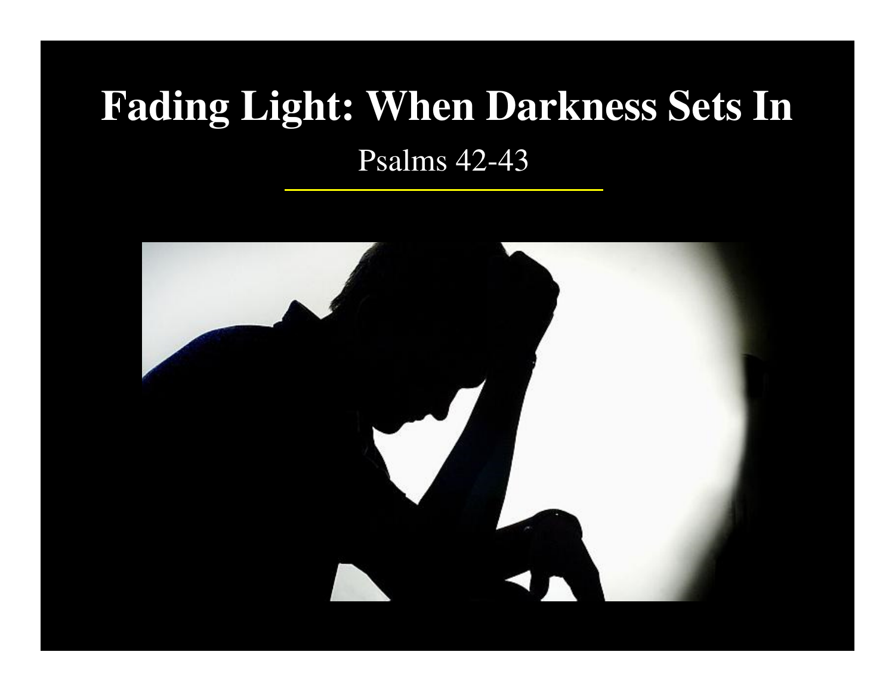# Fading Light: When Darkness Sets In

Psalms 42-43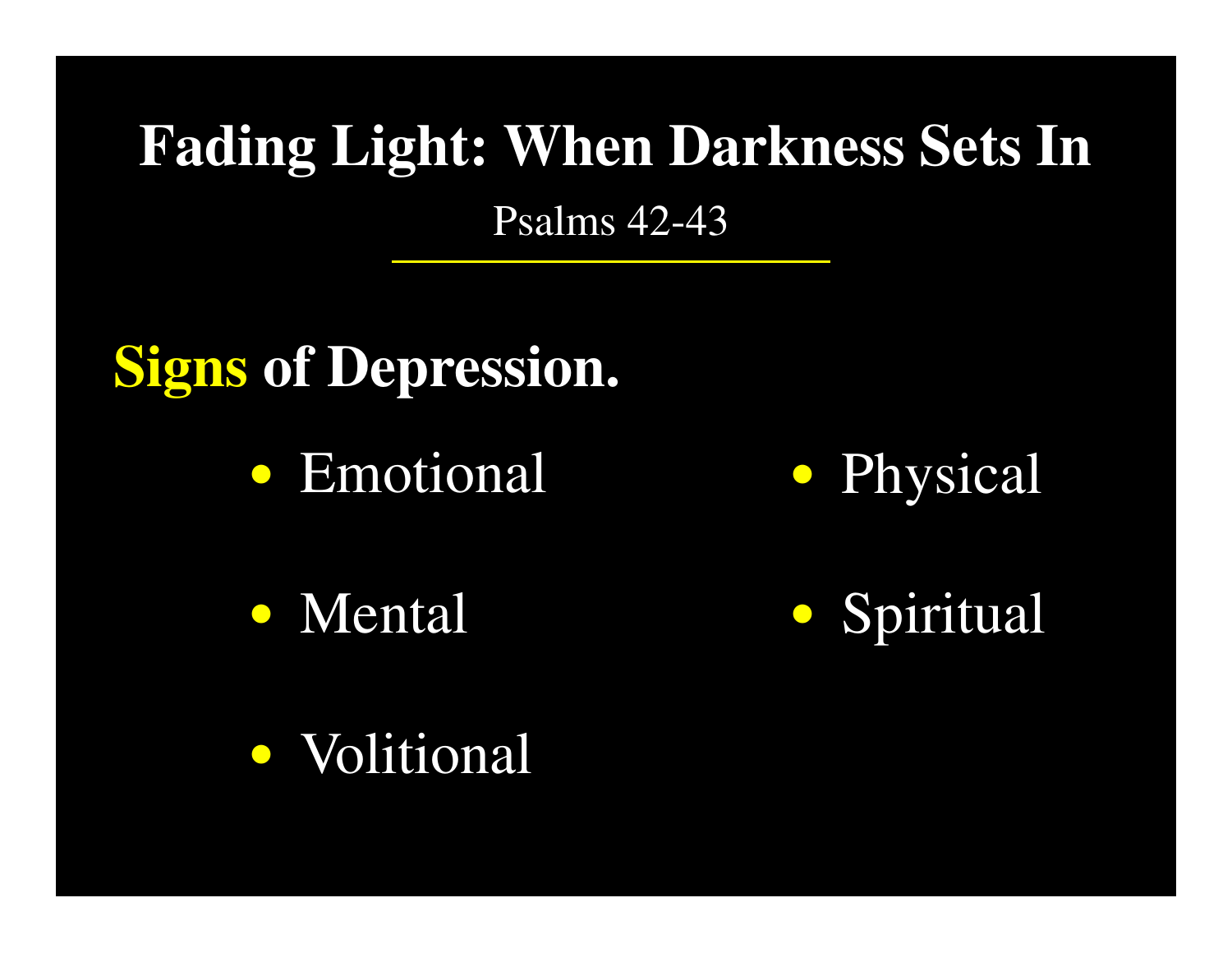# Fading Light: When Darkness Sets In

Psalms 42-43

## Signs of Depression.

- Emotional
- Mental
- Volitional
- Physical
- Spiritual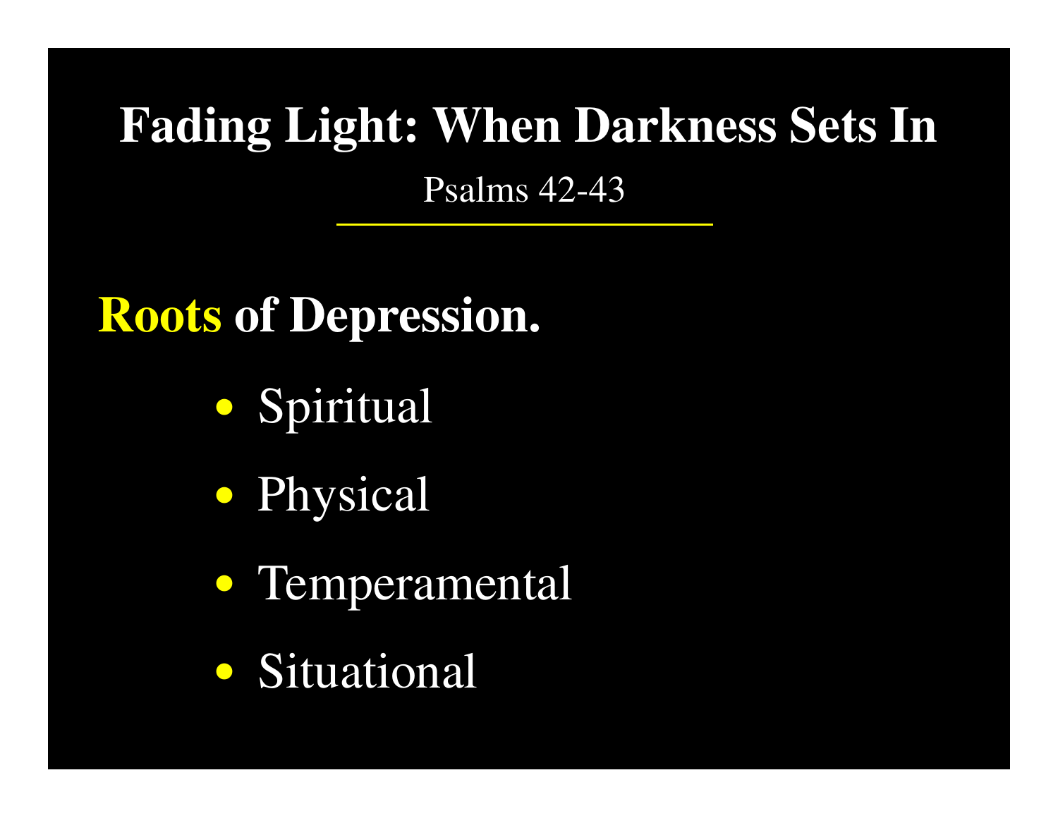# Fading Light: When Darkness Sets In

Psalms 42-43

## **Roots** of Depression.

- Spiritual
- Physical
- Temperamental
- Situational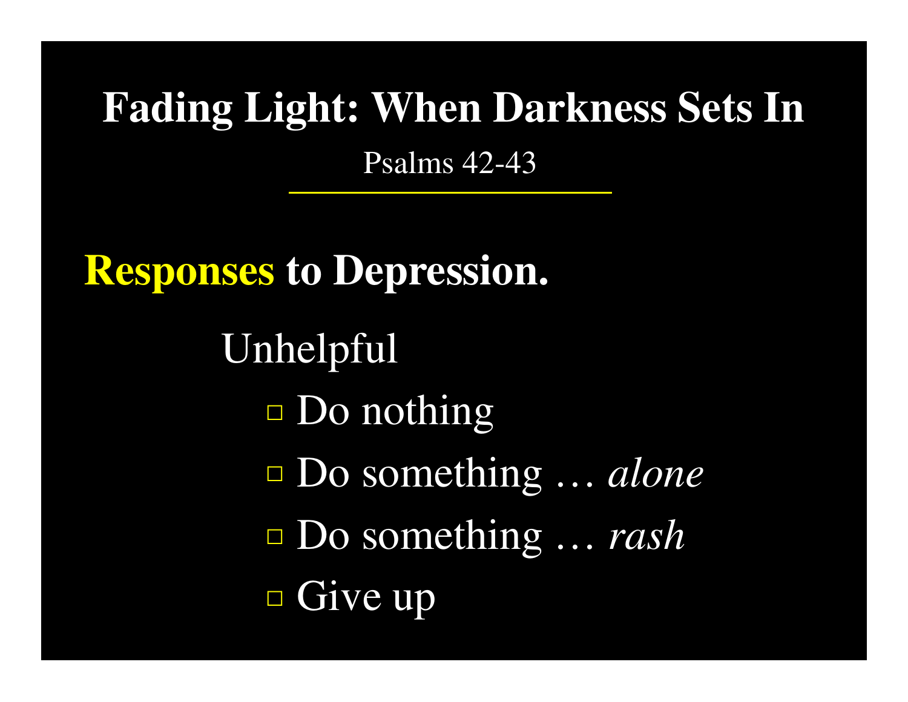# Fading Light: When Darkness Sets In

Psalms 42-43

## **Responses to Depression.**

Unhelpful

- Do nothing
- Do something … *alone*
- Do something … *rash*
- Give up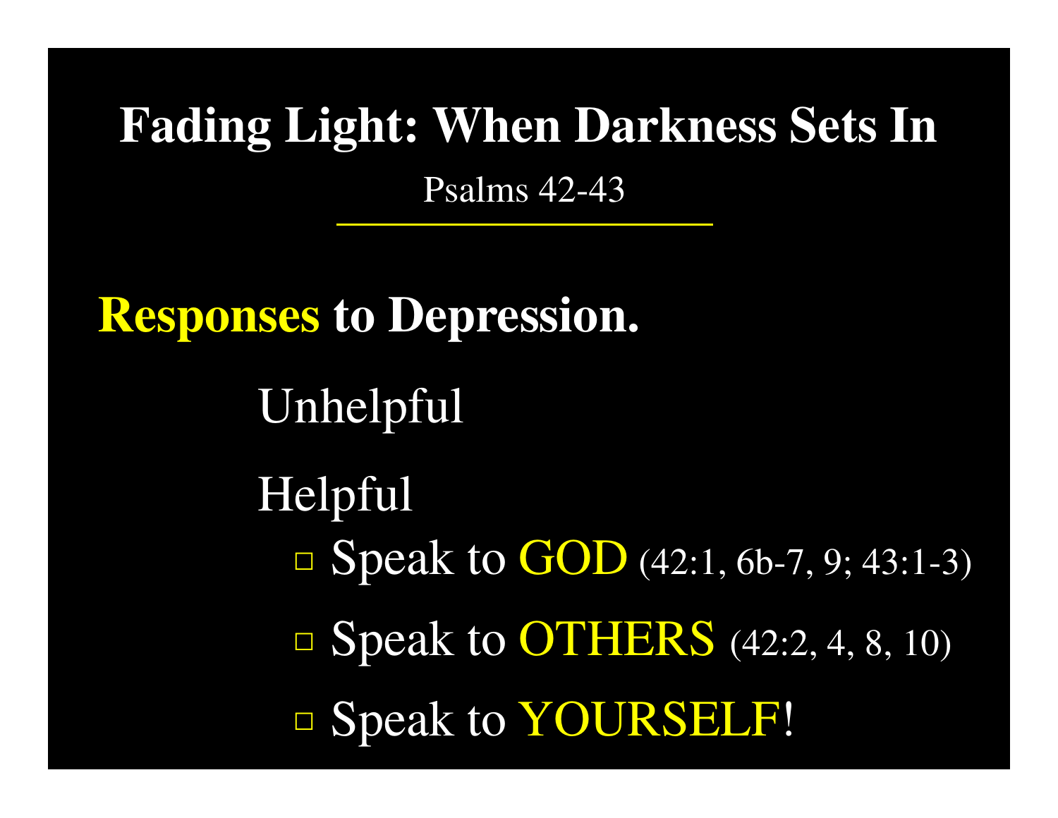# Fading Light: When Darkness Sets In

Psalms 42-43

## Responses to Depression.

Unhelpful

Helpful

- Speak to GOD (42:1, 6b-7, 9; 43:1-3)
- Speak to OTHERS (42:2, 4, 8, 10)
- Speak to YOURSELF!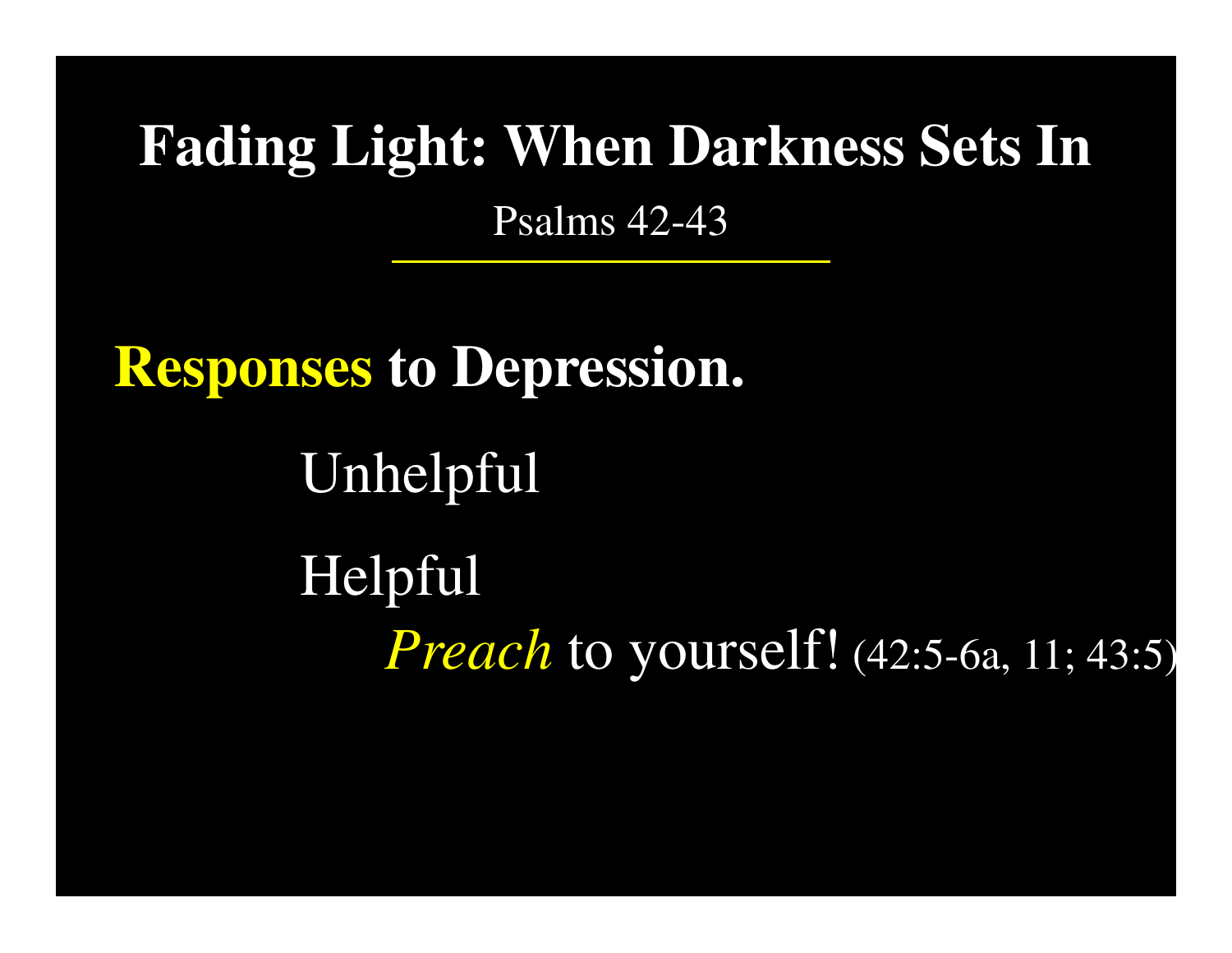# Fading Light: When Darkness Sets In

Psalms 42-43

---

## **Responses to Depression.**

Unhelpful

Helpful

*Preach* to yourself! (42:5-6a, 11; 43:5)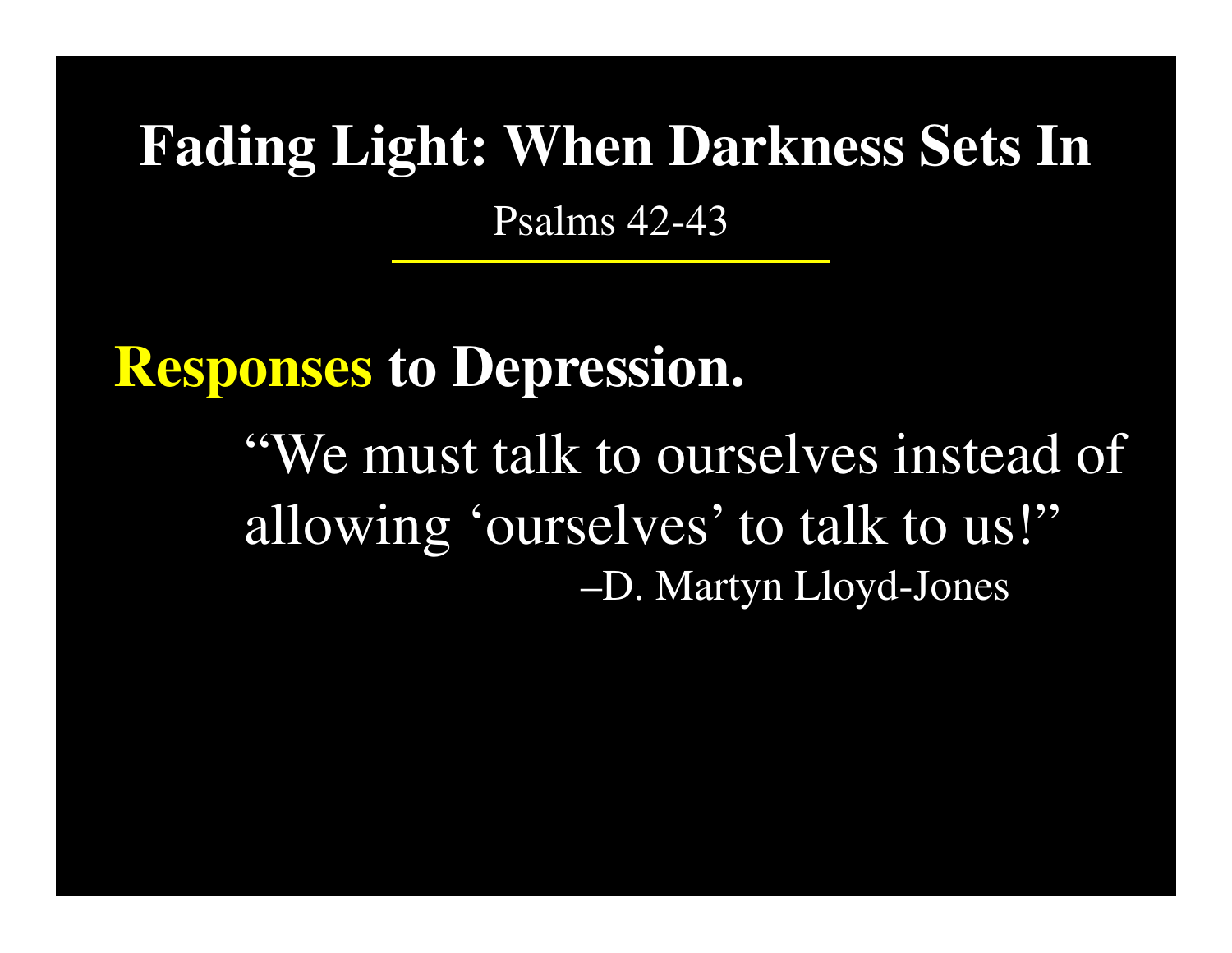# Fading Light: When Darkness Sets In

Psalms 42-43

## Responses to Depression.

> "We must talk to ourselves instead of allowing 'ourselves' to talk to us!"
>
> –D. Martyn Lloyd-Jones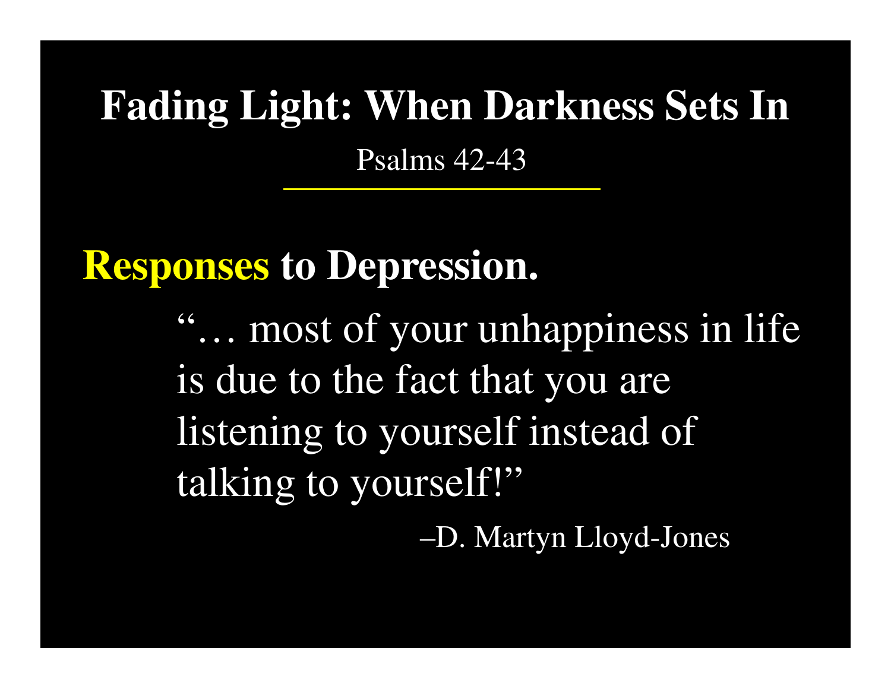# Fading Light: When Darkness Sets In

Psalms 42-43

---

## Responses to Depression.

> "… most of your unhappiness in life is due to the fact that you are listening to yourself instead of talking to yourself!"
>
> –D. Martyn Lloyd-Jones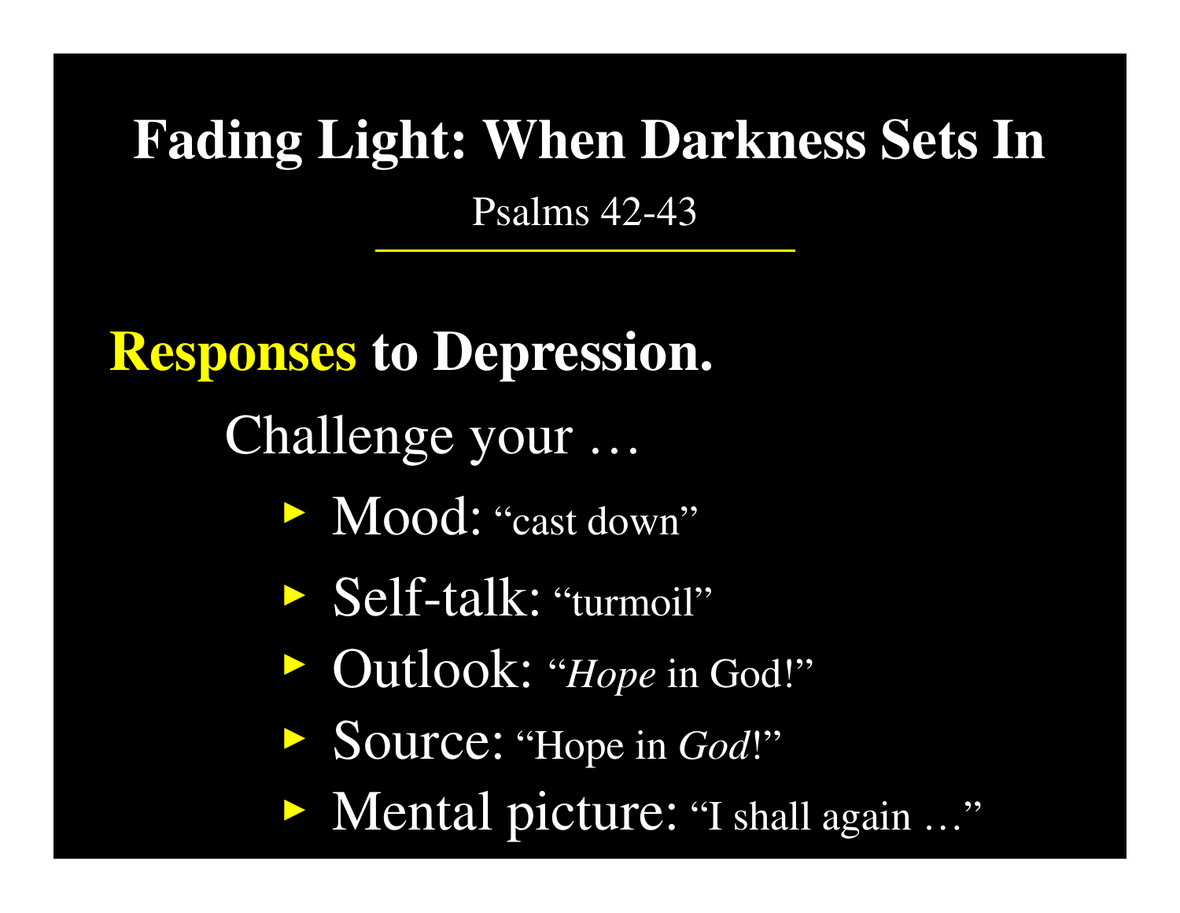# Fading Light: When Darkness Sets In

Psalms 42-43

## Responses to Depression.

Challenge your …

- Mood: "cast down"
- Self-talk: "turmoil"
- Outlook: "*Hope* in God!"
- Source: "Hope in *God*!"
- Mental picture: "I shall again …"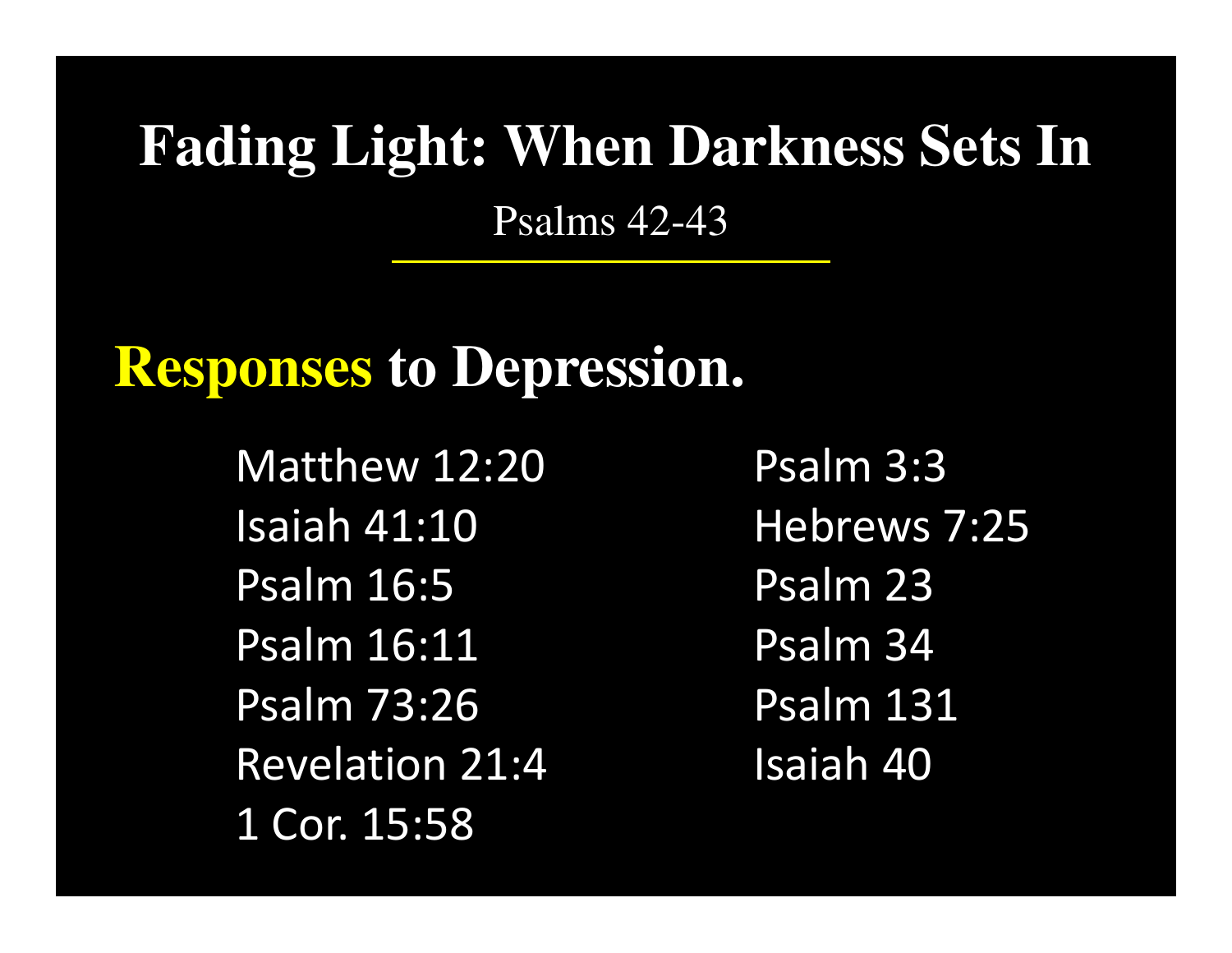# Fading Light: When Darkness Sets In

Psalms 42-43

## Responses to Depression.

- Matthew 12:20
- Isaiah 41:10
- Psalm 16:5
- Psalm 16:11
- Psalm 73:26
- Revelation 21:4
- 1 Cor. 15:58
- Psalm 3:3
- Hebrews 7:25
- Psalm 23
- Psalm 34
- Psalm 131
- Isaiah 40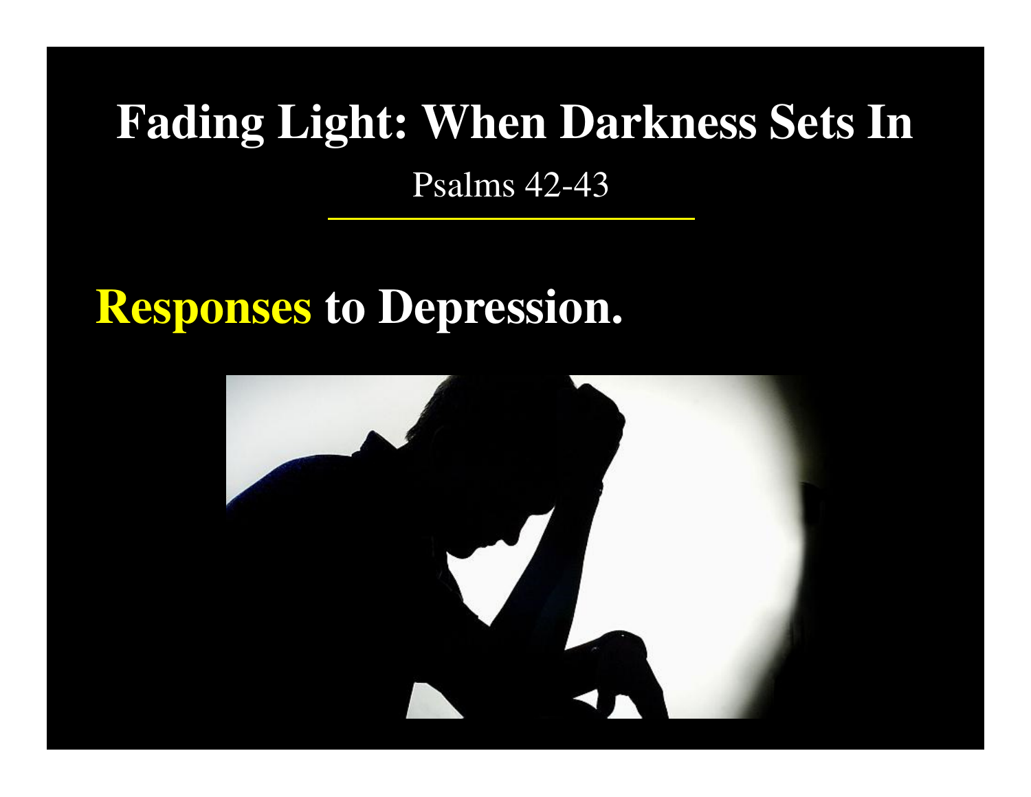# Fading Light: When Darkness Sets In

Psalms 42-43

## Responses to Depression.